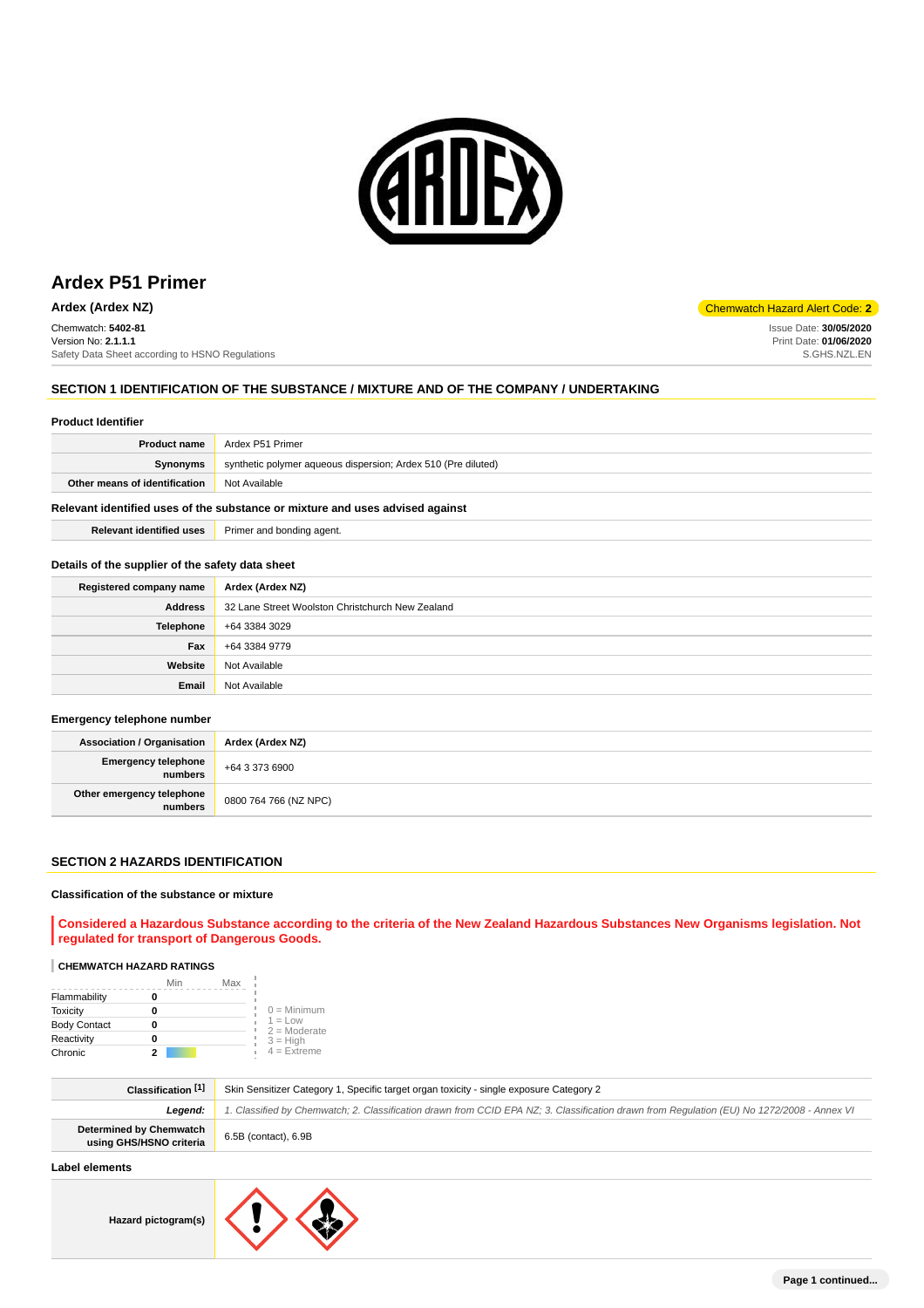# Ardex P51 Primer

**Ardex (Ardex NZ)**

Chemwatch Hazard Alert Code: **2**

Chemwatch: **5402-81**
Version No: **2.1.1.1**
Safety Data Sheet according to HSNO Regulations

Issue Date: **30/05/2020**
Print Date: **01/06/2020**
S.GHS.NZL.EN

## SECTION 1 IDENTIFICATION OF THE SUBSTANCE / MIXTURE AND OF THE COMPANY / UNDERTAKING

### Product Identifier

| | |
|---|---|
| **Product name** | Ardex P51 Primer |
| **Synonyms** | synthetic polymer aqueous dispersion; Ardex 510 (Pre diluted) |
| **Other means of identification** | Not Available |

### Relevant identified uses of the substance or mixture and uses advised against

| | |
|---|---|
| **Relevant identified uses** | Primer and bonding agent. |

### Details of the supplier of the safety data sheet

| | |
|---|---|
| **Registered company name** | **Ardex (Ardex NZ)** |
| **Address** | 32 Lane Street Woolston Christchurch New Zealand |
| **Telephone** | +64 3384 3029 |
| **Fax** | +64 3384 9779 |
| **Website** | Not Available |
| **Email** | Not Available |

### Emergency telephone number

| | |
|---|---|
| **Association / Organisation** | **Ardex (Ardex NZ)** |
| **Emergency telephone numbers** | +64 3 373 6900 |
| **Other emergency telephone numbers** | 0800 764 766 (NZ NPC) |

## SECTION 2 HAZARDS IDENTIFICATION

### Classification of the substance or mixture

**Considered a Hazardous Substance according to the criteria of the New Zealand Hazardous Substances New Organisms legislation. Not regulated for transport of Dangerous Goods.**

**CHEMWATCH HAZARD RATINGS**

| | Min | Max |
|---|---|---|
| Flammability | 0 | |
| Toxicity | 0 | |
| Body Contact | 0 | |
| Reactivity | 0 | |
| Chronic | 2 | |

0 = Minimum
1 = Low
2 = Moderate
3 = High
4 = Extreme

| | |
|---|---|
| **Classification [1]** | Skin Sensitizer Category 1, Specific target organ toxicity - single exposure Category 2 |
| ***Legend:*** | *1. Classified by Chemwatch; 2. Classification drawn from CCID EPA NZ; 3. Classification drawn from Regulation (EU) No 1272/2008 - Annex VI* |
| **Determined by Chemwatch using GHS/HSNO criteria** | 6.5B (contact), 6.9B |

### Label elements

| | |
|---|---|
| **Hazard pictogram(s)** | |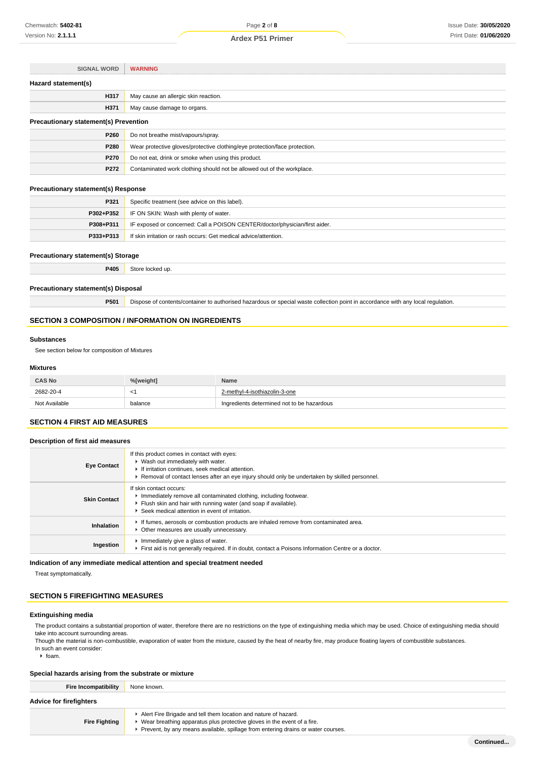| SIGNAL WORD | WARNING |
|---|---|

### Hazard statement(s)

| | |
|---|---|
| H317 | May cause an allergic skin reaction. |
| H371 | May cause damage to organs. |

### Precautionary statement(s) Prevention

| | |
|---|---|
| P260 | Do not breathe mist/vapours/spray. |
| P280 | Wear protective gloves/protective clothing/eye protection/face protection. |
| P270 | Do not eat, drink or smoke when using this product. |
| P272 | Contaminated work clothing should not be allowed out of the workplace. |

### Precautionary statement(s) Response

| | |
|---|---|
| P321 | Specific treatment (see advice on this label). |
| P302+P352 | IF ON SKIN: Wash with plenty of water. |
| P308+P311 | IF exposed or concerned: Call a POISON CENTER/doctor/physician/first aider. |
| P333+P313 | If skin irritation or rash occurs: Get medical advice/attention. |

### Precautionary statement(s) Storage

| | |
|---|---|
| P405 | Store locked up. |

### Precautionary statement(s) Disposal

| | |
|---|---|
| P501 | Dispose of contents/container to authorised hazardous or special waste collection point in accordance with any local regulation. |

## SECTION 3 COMPOSITION / INFORMATION ON INGREDIENTS

### Substances

See section below for composition of Mixtures

### Mixtures

| CAS No | %[weight] | Name |
|---|---|---|
| 2682-20-4 | <1 | 2-methyl-4-isothiazolin-3-one |
| Not Available | balance | Ingredients determined not to be hazardous |

## SECTION 4 FIRST AID MEASURES

### Description of first aid measures

| | |
|---|---|
| Eye Contact | If this product comes in contact with eyes:<br>▸ Wash out immediately with water.<br>▸ If irritation continues, seek medical attention.<br>▸ Removal of contact lenses after an eye injury should only be undertaken by skilled personnel. |
| Skin Contact | If skin contact occurs:<br>▸ Immediately remove all contaminated clothing, including footwear.<br>▸ Flush skin and hair with running water (and soap if available).<br>▸ Seek medical attention in event of irritation. |
| Inhalation | ▸ If fumes, aerosols or combustion products are inhaled remove from contaminated area.<br>▸ Other measures are usually unnecessary. |
| Ingestion | ▸ Immediately give a glass of water.<br>▸ First aid is not generally required. If in doubt, contact a Poisons Information Centre or a doctor. |

### Indication of any immediate medical attention and special treatment needed

Treat symptomatically.

## SECTION 5 FIREFIGHTING MEASURES

### Extinguishing media

The product contains a substantial proportion of water, therefore there are no restrictions on the type of extinguishing media which may be used. Choice of extinguishing media should take into account surrounding areas.
Though the material is non-combustible, evaporation of water from the mixture, caused by the heat of nearby fire, may produce floating layers of combustible substances.
In such an event consider:

- foam.

### Special hazards arising from the substrate or mixture

| | |
|---|---|
| Fire Incompatibility | None known. |

### Advice for firefighters

| | |
|---|---|
| Fire Fighting | ▸ Alert Fire Brigade and tell them location and nature of hazard.<br>▸ Wear breathing apparatus plus protective gloves in the event of a fire.<br>▸ Prevent, by any means available, spillage from entering drains or water courses. |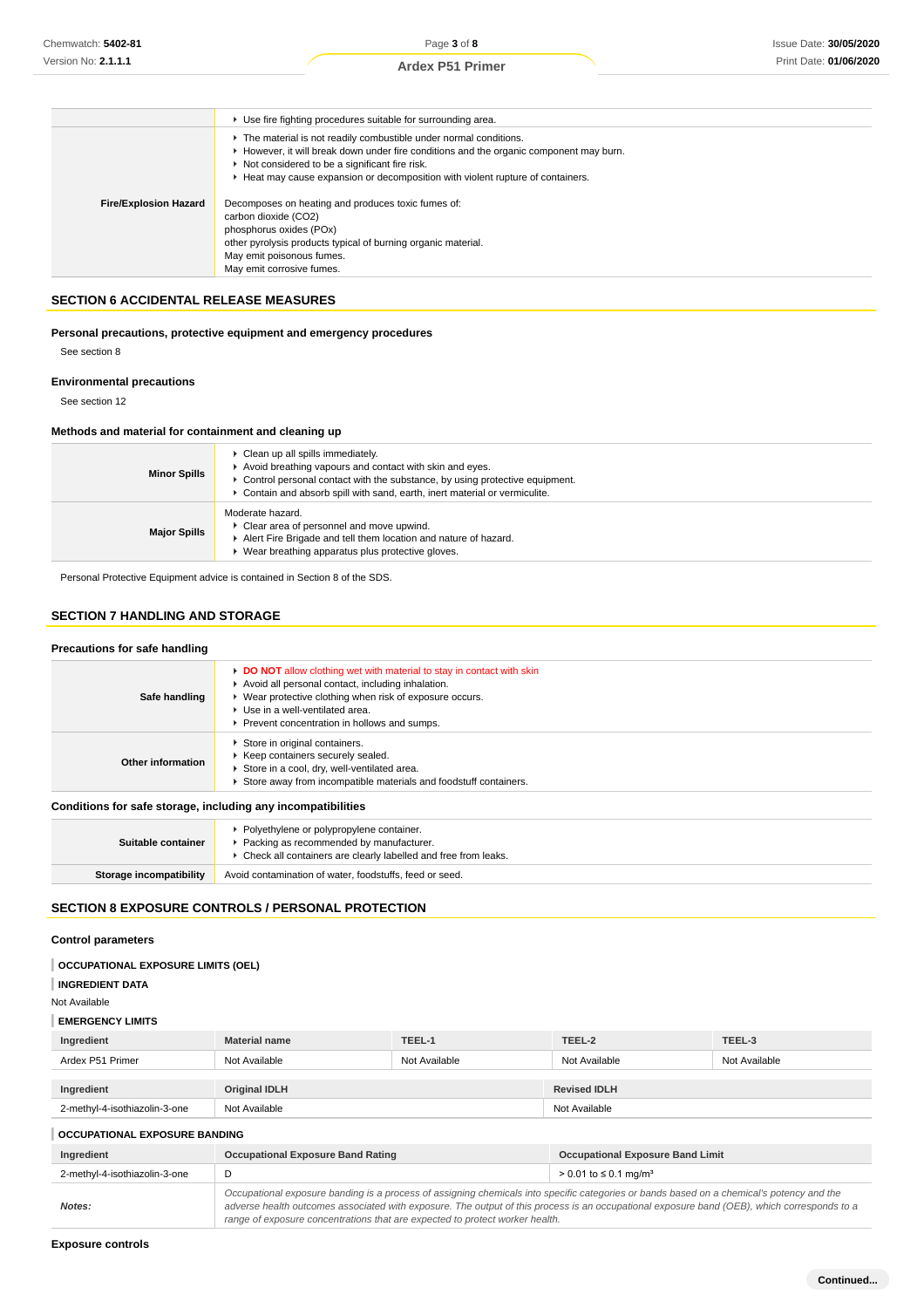| | |
|---|---|
| | ▸ Use fire fighting procedures suitable for surrounding area. |
| **Fire/Explosion Hazard** | ▸ The material is not readily combustible under normal conditions.<br>▸ However, it will break down under fire conditions and the organic component may burn.<br>▸ Not considered to be a significant fire risk.<br>▸ Heat may cause expansion or decomposition with violent rupture of containers.<br><br>Decomposes on heating and produces toxic fumes of:<br>carbon dioxide ($CO_2$)<br>phosphorus oxides ($PO_x$)<br>other pyrolysis products typical of burning organic material.<br>May emit poisonous fumes.<br>May emit corrosive fumes. |

## SECTION 6 ACCIDENTAL RELEASE MEASURES

### Personal precautions, protective equipment and emergency procedures

See section 8

### Environmental precautions

See section 12

### Methods and material for containment and cleaning up

| | |
|---|---|
| **Minor Spills** | ▸ Clean up all spills immediately.<br>▸ Avoid breathing vapours and contact with skin and eyes.<br>▸ Control personal contact with the substance, by using protective equipment.<br>▸ Contain and absorb spill with sand, earth, inert material or vermiculite. |
| **Major Spills** | Moderate hazard.<br>▸ Clear area of personnel and move upwind.<br>▸ Alert Fire Brigade and tell them location and nature of hazard.<br>▸ Wear breathing apparatus plus protective gloves. |

Personal Protective Equipment advice is contained in Section 8 of the SDS.

## SECTION 7 HANDLING AND STORAGE

### Precautions for safe handling

| | |
|---|---|
| **Safe handling** | ▸ **DO NOT** allow clothing wet with material to stay in contact with skin<br>▸ Avoid all personal contact, including inhalation.<br>▸ Wear protective clothing when risk of exposure occurs.<br>▸ Use in a well-ventilated area.<br>▸ Prevent concentration in hollows and sumps. |
| **Other information** | ▸ Store in original containers.<br>▸ Keep containers securely sealed.<br>▸ Store in a cool, dry, well-ventilated area.<br>▸ Store away from incompatible materials and foodstuff containers. |

### Conditions for safe storage, including any incompatibilities

| | |
|---|---|
| **Suitable container** | ▸ Polyethylene or polypropylene container.<br>▸ Packing as recommended by manufacturer.<br>▸ Check all containers are clearly labelled and free from leaks. |
| **Storage incompatibility** | Avoid contamination of water, foodstuffs, feed or seed. |

## SECTION 8 EXPOSURE CONTROLS / PERSONAL PROTECTION

### Control parameters

**OCCUPATIONAL EXPOSURE LIMITS (OEL)**

**INGREDIENT DATA**

Not Available

**EMERGENCY LIMITS**

| Ingredient | Material name | TEEL-1 | TEEL-2 | TEEL-3 |
|---|---|---|---|---|
| Ardex P51 Primer | Not Available | Not Available | Not Available | Not Available |

| Ingredient | Original IDLH | Revised IDLH |
|---|---|---|
| 2-methyl-4-isothiazolin-3-one | Not Available | Not Available |

**OCCUPATIONAL EXPOSURE BANDING**

| Ingredient | Occupational Exposure Band Rating | Occupational Exposure Band Limit |
|---|---|---|
| 2-methyl-4-isothiazolin-3-one | D | > 0.01 to ≤ 0.1 mg/m³ |
| ***Notes:*** | *Occupational exposure banding is a process of assigning chemicals into specific categories or bands based on a chemical's potency and the adverse health outcomes associated with exposure. The output of this process is an occupational exposure band (OEB), which corresponds to a range of exposure concentrations that are expected to protect worker health.* | |

### Exposure controls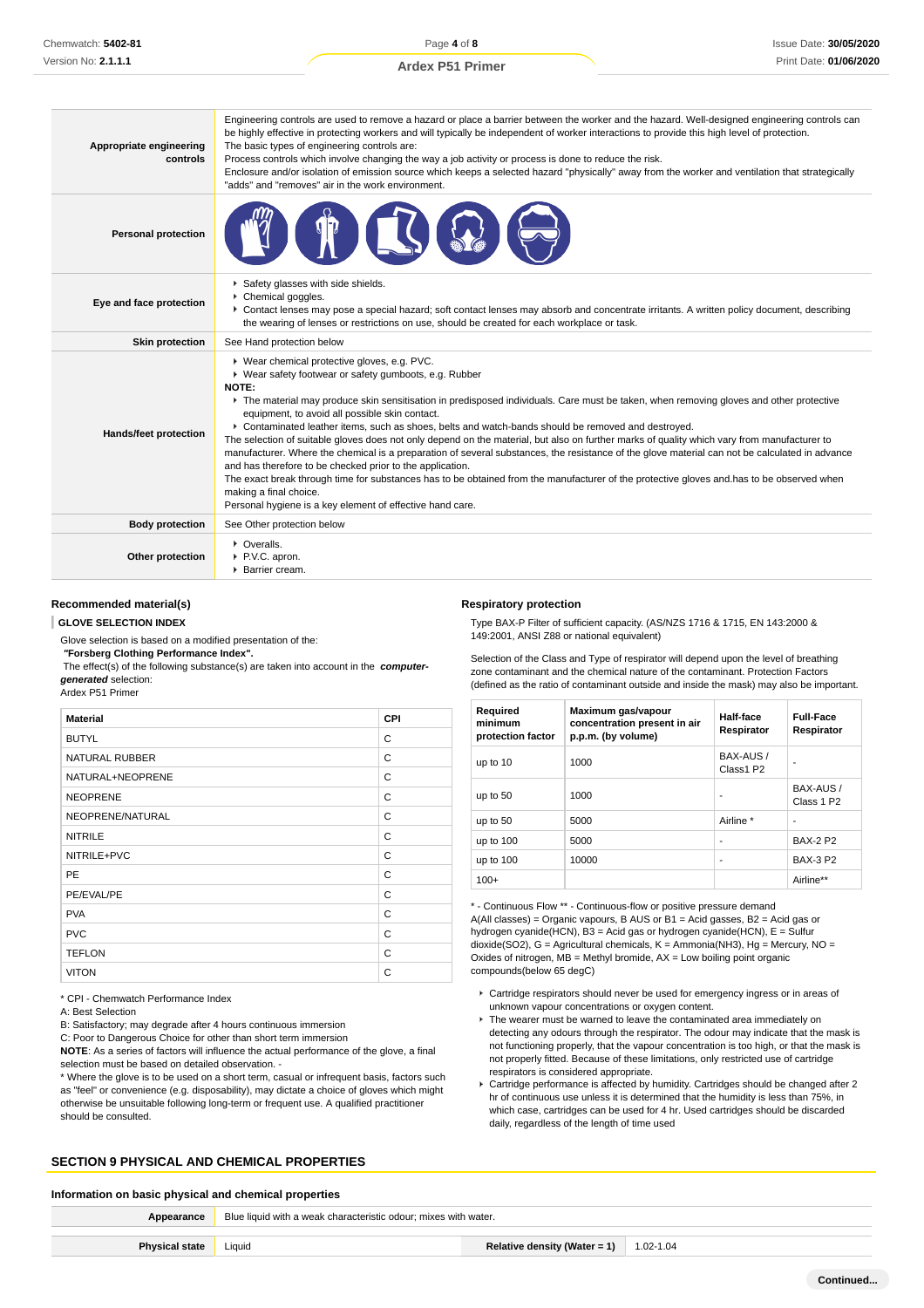| | |
|---|---|
| **Appropriate engineering controls** | Engineering controls are used to remove a hazard or place a barrier between the worker and the hazard. Well-designed engineering controls can be highly effective in protecting workers and will typically be independent of worker interactions to provide this high level of protection. The basic types of engineering controls are: Process controls which involve changing the way a job activity or process is done to reduce the risk. Enclosure and/or isolation of emission source which keeps a selected hazard "physically" away from the worker and ventilation that strategically "adds" and "removes" air in the work environment. |
| **Personal protection** | |
| **Eye and face protection** | ▸ Safety glasses with side shields. ▸ Chemical goggles. ▸ Contact lenses may pose a special hazard; soft contact lenses may absorb and concentrate irritants. A written policy document, describing the wearing of lenses or restrictions on use, should be created for each workplace or task. |
| **Skin protection** | See Hand protection below |
| **Hands/feet protection** | ▸ Wear chemical protective gloves, e.g. PVC. ▸ Wear safety footwear or safety gumboots, e.g. Rubber **NOTE:** ▸ The material may produce skin sensitisation in predisposed individuals. Care must be taken, when removing gloves and other protective equipment, to avoid all possible skin contact. ▸ Contaminated leather items, such as shoes, belts and watch-bands should be removed and destroyed. The selection of suitable gloves does not only depend on the material, but also on further marks of quality which vary from manufacturer to manufacturer. Where the chemical is a preparation of several substances, the resistance of the glove material can not be calculated in advance and has therefore to be checked prior to the application. The exact break through time for substances has to be obtained from the manufacturer of the protective gloves and.has to be observed when making a final choice. Personal hygiene is a key element of effective hand care. |
| **Body protection** | See Other protection below |
| **Other protection** | ▸ Overalls. ▸ P.V.C. apron. ▸ Barrier cream. |

### Recommended material(s)

**GLOVE SELECTION INDEX**

Glove selection is based on a modified presentation of the:
**"Forsberg Clothing Performance Index".**
The effect(s) of the following substance(s) are taken into account in the ***computer-generated*** selection:
Ardex P51 Primer

| Material | CPI |
|---|---|
| BUTYL | C |
| NATURAL RUBBER | C |
| NATURAL+NEOPRENE | C |
| NEOPRENE | C |
| NEOPRENE/NATURAL | C |
| NITRILE | C |
| NITRILE+PVC | C |
| PE | C |
| PE/EVAL/PE | C |
| PVA | C |
| PVC | C |
| TEFLON | C |
| VITON | C |

* CPI - Chemwatch Performance Index
A: Best Selection
B: Satisfactory; may degrade after 4 hours continuous immersion
C: Poor to Dangerous Choice for other than short term immersion
**NOTE**: As a series of factors will influence the actual performance of the glove, a final selection must be based on detailed observation. -
* Where the glove is to be used on a short term, casual or infrequent basis, factors such as "feel" or convenience (e.g. disposability), may dictate a choice of gloves which might otherwise be unsuitable following long-term or frequent use. A qualified practitioner should be consulted.

### Respiratory protection

Type BAX-P Filter of sufficient capacity. (AS/NZS 1716 & 1715, EN 143:2000 & 149:2001, ANSI Z88 or national equivalent)

Selection of the Class and Type of respirator will depend upon the level of breathing zone contaminant and the chemical nature of the contaminant. Protection Factors (defined as the ratio of contaminant outside and inside the mask) may also be important.

| Required minimum protection factor | Maximum gas/vapour concentration present in air p.p.m. (by volume) | Half-face Respirator | Full-Face Respirator |
|---|---|---|---|
| up to 10 | 1000 | BAX-AUS / Class1 P2 | - |
| up to 50 | 1000 | - | BAX-AUS / Class 1 P2 |
| up to 50 | 5000 | Airline * | - |
| up to 100 | 5000 | - | BAX-2 P2 |
| up to 100 | 10000 | - | BAX-3 P2 |
| 100+ | | | Airline** |

* - Continuous Flow ** - Continuous-flow or positive pressure demand
A(All classes) = Organic vapours, B AUS or B1 = Acid gasses, B2 = Acid gas or hydrogen cyanide(HCN), B3 = Acid gas or hydrogen cyanide(HCN), E = Sulfur dioxide(SO2), G = Agricultural chemicals, K = Ammonia(NH3), Hg = Mercury, NO = Oxides of nitrogen, MB = Methyl bromide, AX = Low boiling point organic compounds(below 65 degC)

- Cartridge respirators should never be used for emergency ingress or in areas of unknown vapour concentrations or oxygen content.
- The wearer must be warned to leave the contaminated area immediately on detecting any odours through the respirator. The odour may indicate that the mask is not functioning properly, that the vapour concentration is too high, or that the mask is not properly fitted. Because of these limitations, only restricted use of cartridge respirators is considered appropriate.
- Cartridge performance is affected by humidity. Cartridges should be changed after 2 hr of continuous use unless it is determined that the humidity is less than 75%, in which case, cartridges can be used for 4 hr. Used cartridges should be discarded daily, regardless of the length of time used

## SECTION 9 PHYSICAL AND CHEMICAL PROPERTIES

### Information on basic physical and chemical properties

| | | | |
|---|---|---|---|
| **Appearance** | Blue liquid with a weak characteristic odour; mixes with water. | | |
| **Physical state** | Liquid | **Relative density (Water = 1)** | 1.02-1.04 |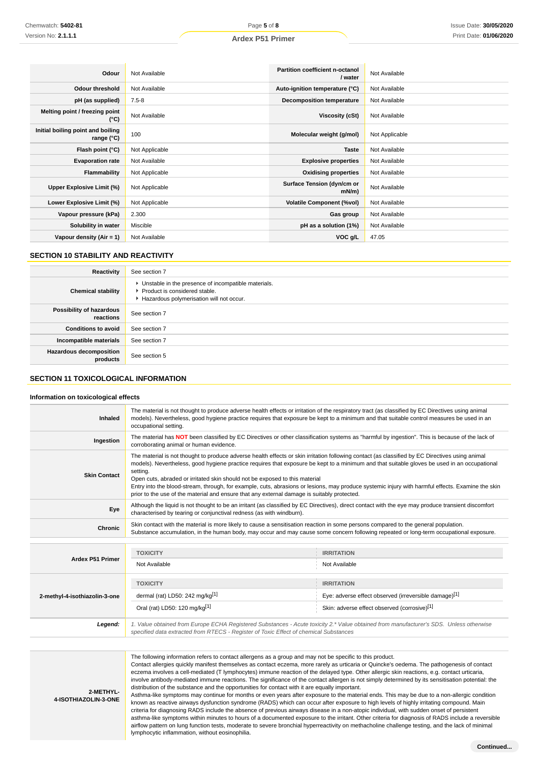| | | | |
|---|---|---|---|
| **Odour** | Not Available | **Partition coefficient n-octanol / water** | Not Available |
| **Odour threshold** | Not Available | **Auto-ignition temperature (°C)** | Not Available |
| **pH (as supplied)** | 7.5-8 | **Decomposition temperature** | Not Available |
| **Melting point / freezing point (°C)** | Not Available | **Viscosity (cSt)** | Not Available |
| **Initial boiling point and boiling range (°C)** | 100 | **Molecular weight (g/mol)** | Not Applicable |
| **Flash point (°C)** | Not Applicable | **Taste** | Not Available |
| **Evaporation rate** | Not Available | **Explosive properties** | Not Available |
| **Flammability** | Not Applicable | **Oxidising properties** | Not Available |
| **Upper Explosive Limit (%)** | Not Applicable | **Surface Tension (dyn/cm or mN/m)** | Not Available |
| **Lower Explosive Limit (%)** | Not Applicable | **Volatile Component (%vol)** | Not Available |
| **Vapour pressure (kPa)** | 2.300 | **Gas group** | Not Available |
| **Solubility in water** | Miscible | **pH as a solution (1%)** | Not Available |
| **Vapour density (Air = 1)** | Not Available | **VOC g/L** | 47.05 |

## SECTION 10 STABILITY AND REACTIVITY

| | |
|---|---|
| **Reactivity** | See section 7 |
| **Chemical stability** | ▸ Unstable in the presence of incompatible materials.<br>▸ Product is considered stable.<br>▸ Hazardous polymerisation will not occur. |
| **Possibility of hazardous reactions** | See section 7 |
| **Conditions to avoid** | See section 7 |
| **Incompatible materials** | See section 7 |
| **Hazardous decomposition products** | See section 5 |

## SECTION 11 TOXICOLOGICAL INFORMATION

### Information on toxicological effects

| | |
|---|---|
| **Inhaled** | The material is not thought to produce adverse health effects or irritation of the respiratory tract (as classified by EC Directives using animal models). Nevertheless, good hygiene practice requires that exposure be kept to a minimum and that suitable control measures be used in an occupational setting. |
| **Ingestion** | The material has **NOT** been classified by EC Directives or other classification systems as "harmful by ingestion". This is because of the lack of corroborating animal or human evidence. |
| **Skin Contact** | The material is not thought to produce adverse health effects or skin irritation following contact (as classified by EC Directives using animal models). Nevertheless, good hygiene practice requires that exposure be kept to a minimum and that suitable gloves be used in an occupational setting.<br>Open cuts, abraded or irritated skin should not be exposed to this material<br>Entry into the blood-stream, through, for example, cuts, abrasions or lesions, may produce systemic injury with harmful effects. Examine the skin prior to the use of the material and ensure that any external damage is suitably protected. |
| **Eye** | Although the liquid is not thought to be an irritant (as classified by EC Directives), direct contact with the eye may produce transient discomfort characterised by tearing or conjunctival redness (as with windburn). |
| **Chronic** | Skin contact with the material is more likely to cause a sensitisation reaction in some persons compared to the general population.<br>Substance accumulation, in the human body, may occur and may cause some concern following repeated or long-term occupational exposure. |

| | TOXICITY | IRRITATION |
|---|---|---|
| **Ardex P51 Primer** | Not Available | Not Available |
| **2-methyl-4-isothiazolin-3-one** | dermal (rat) LD50: 242 mg/kg[1] | Eye: adverse effect observed (irreversible damage)[1] |
| | Oral (rat) LD50: 120 mg/kg[1] | Skin: adverse effect observed (corrosive)[1] |
| ***Legend:*** | *1. Value obtained from Europe ECHA Registered Substances - Acute toxicity 2.* Value obtained from manufacturer's SDS. Unless otherwise specified data extracted from RTECS - Register of Toxic Effect of chemical Substances* | |

| | |
|---|---|
| **2-METHYL-4-ISOTHIAZOLIN-3-ONE** | The following information refers to contact allergens as a group and may not be specific to this product.<br>Contact allergies quickly manifest themselves as contact eczema, more rarely as urticaria or Quincke's oedema. The pathogenesis of contact eczema involves a cell-mediated (T lymphocytes) immune reaction of the delayed type. Other allergic skin reactions, e.g. contact urticaria, involve antibody-mediated immune reactions. The significance of the contact allergen is not simply determined by its sensitisation potential: the distribution of the substance and the opportunities for contact with it are equally important.<br>Asthma-like symptoms may continue for months or even years after exposure to the material ends. This may be due to a non-allergic condition known as reactive airways dysfunction syndrome (RADS) which can occur after exposure to high levels of highly irritating compound. Main criteria for diagnosing RADS include the absence of previous airways disease in a non-atopic individual, with sudden onset of persistent asthma-like symptoms within minutes to hours of a documented exposure to the irritant. Other criteria for diagnosis of RADS include a reversible airflow pattern on lung function tests, moderate to severe bronchial hyperreactivity on methacholine challenge testing, and the lack of minimal lymphocytic inflammation, without eosinophilia. |

**Continued...**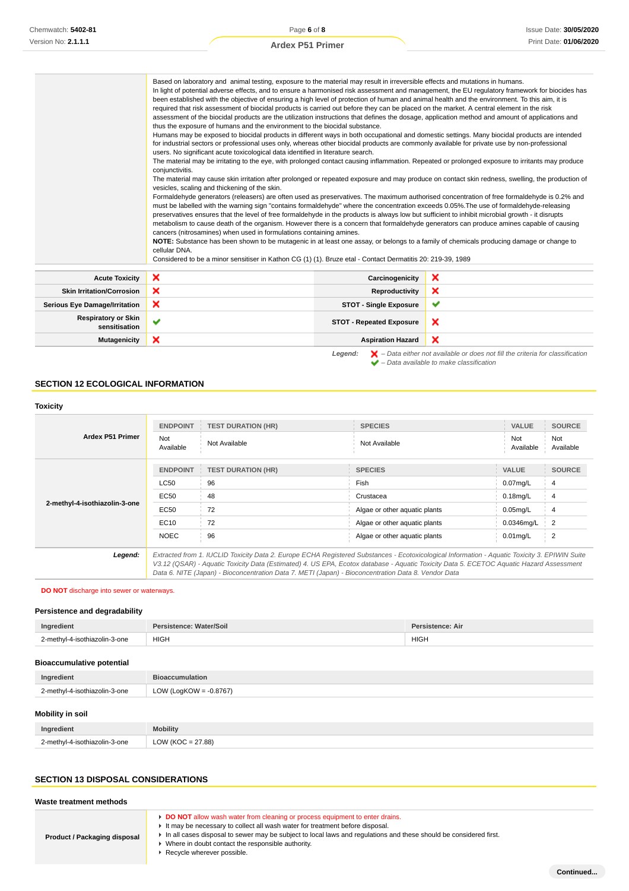| | |
|---|---|
| | Based on laboratory and animal testing, exposure to the material may result in irreversible effects and mutations in humans.<br>In light of potential adverse effects, and to ensure a harmonised risk assessment and management, the EU regulatory framework for biocides has been established with the objective of ensuring a high level of protection of human and animal health and the environment. To this aim, it is required that risk assessment of biocidal products is carried out before they can be placed on the market. A central element in the risk assessment of the biocidal products are the utilization instructions that defines the dosage, application method and amount of applications and thus the exposure of humans and the environment to the biocidal substance.<br>Humans may be exposed to biocidal products in different ways in both occupational and domestic settings. Many biocidal products are intended for industrial sectors or professional uses only, whereas other biocidal products are commonly available for private use by non-professional users. No significant acute toxicological data identified in literature search.<br>The material may be irritating to the eye, with prolonged contact causing inflammation. Repeated or prolonged exposure to irritants may produce conjunctivitis.<br>The material may cause skin irritation after prolonged or repeated exposure and may produce on contact skin redness, swelling, the production of vesicles, scaling and thickening of the skin.<br>Formaldehyde generators (releasers) are often used as preservatives. The maximum authorised concentration of free formaldehyde is 0.2% and must be labelled with the warning sign "contains formaldehyde" where the concentration exceeds 0.05%.The use of formaldehyde-releasing preservatives ensures that the level of free formaldehyde in the products is always low but sufficient to inhibit microbial growth - it disrupts metabolism to cause death of the organism. However there is a concern that formaldehyde generators can produce amines capable of causing cancers (nitrosamines) when used in formulations containing amines.<br>**NOTE:** Substance has been shown to be mutagenic in at least one assay, or belongs to a family of chemicals producing damage or change to cellular DNA.<br>Considered to be a minor sensitiser in Kathon CG (1) (1). Bruze etal - Contact Dermatitis 20: 219-39, 1989 |

| | | | |
|---|---|---|---|
| **Acute Toxicity** | ❌ | **Carcinogenicity** | ❌ |
| **Skin Irritation/Corrosion** | ❌ | **Reproductivity** | ❌ |
| **Serious Eye Damage/Irritation** | ❌ | **STOT - Single Exposure** | ✔ |
| **Respiratory or Skin sensitisation** | ✔ | **STOT - Repeated Exposure** | ❌ |
| **Mutagenicity** | ❌ | **Aspiration Hazard** | ❌ |

*Legend:* ❌ *– Data either not available or does not fill the criteria for classification*
✔ *– Data available to make classification*

## SECTION 12 ECOLOGICAL INFORMATION

### Toxicity

| | ENDPOINT | TEST DURATION (HR) | SPECIES | VALUE | SOURCE |
|---|---|---|---|---|---|
| **Ardex P51 Primer** | Not Available | Not Available | Not Available | Not Available | Not Available |
| | **ENDPOINT** | **TEST DURATION (HR)** | **SPECIES** | **VALUE** | **SOURCE** |
| **2-methyl-4-isothiazolin-3-one** | LC50 | 96 | Fish | 0.07mg/L | 4 |
| | EC50 | 48 | Crustacea | 0.18mg/L | 4 |
| | EC50 | 72 | Algae or other aquatic plants | 0.05mg/L | 4 |
| | EC10 | 72 | Algae or other aquatic plants | 0.0346mg/L | 2 |
| | NOEC | 96 | Algae or other aquatic plants | 0.01mg/L | 2 |
| ***Legend:*** | *Extracted from 1. IUCLID Toxicity Data 2. Europe ECHA Registered Substances - Ecotoxicological Information - Aquatic Toxicity 3. EPIWIN Suite V3.12 (QSAR) - Aquatic Toxicity Data (Estimated) 4. US EPA, Ecotox database - Aquatic Toxicity Data 5. ECETOC Aquatic Hazard Assessment Data 6. NITE (Japan) - Bioconcentration Data 7. METI (Japan) - Bioconcentration Data 8. Vendor Data* | | | | |

**DO NOT** discharge into sewer or waterways.

### Persistence and degradability

| Ingredient | Persistence: Water/Soil | Persistence: Air |
|---|---|---|
| 2-methyl-4-isothiazolin-3-one | HIGH | HIGH |

### Bioaccumulative potential

| Ingredient | Bioaccumulation |
|---|---|
| 2-methyl-4-isothiazolin-3-one | LOW (LogKOW = -0.8767) |

### Mobility in soil

| Ingredient | Mobility |
|---|---|
| 2-methyl-4-isothiazolin-3-one | LOW (KOC = 27.88) |

## SECTION 13 DISPOSAL CONSIDERATIONS

### Waste treatment methods

| | |
|---|---|
| **Product / Packaging disposal** | ▸ **DO NOT** allow wash water from cleaning or process equipment to enter drains.<br>▸ It may be necessary to collect all wash water for treatment before disposal.<br>▸ In all cases disposal to sewer may be subject to local laws and regulations and these should be considered first.<br>▸ Where in doubt contact the responsible authority.<br>▸ Recycle wherever possible. |

**Continued...**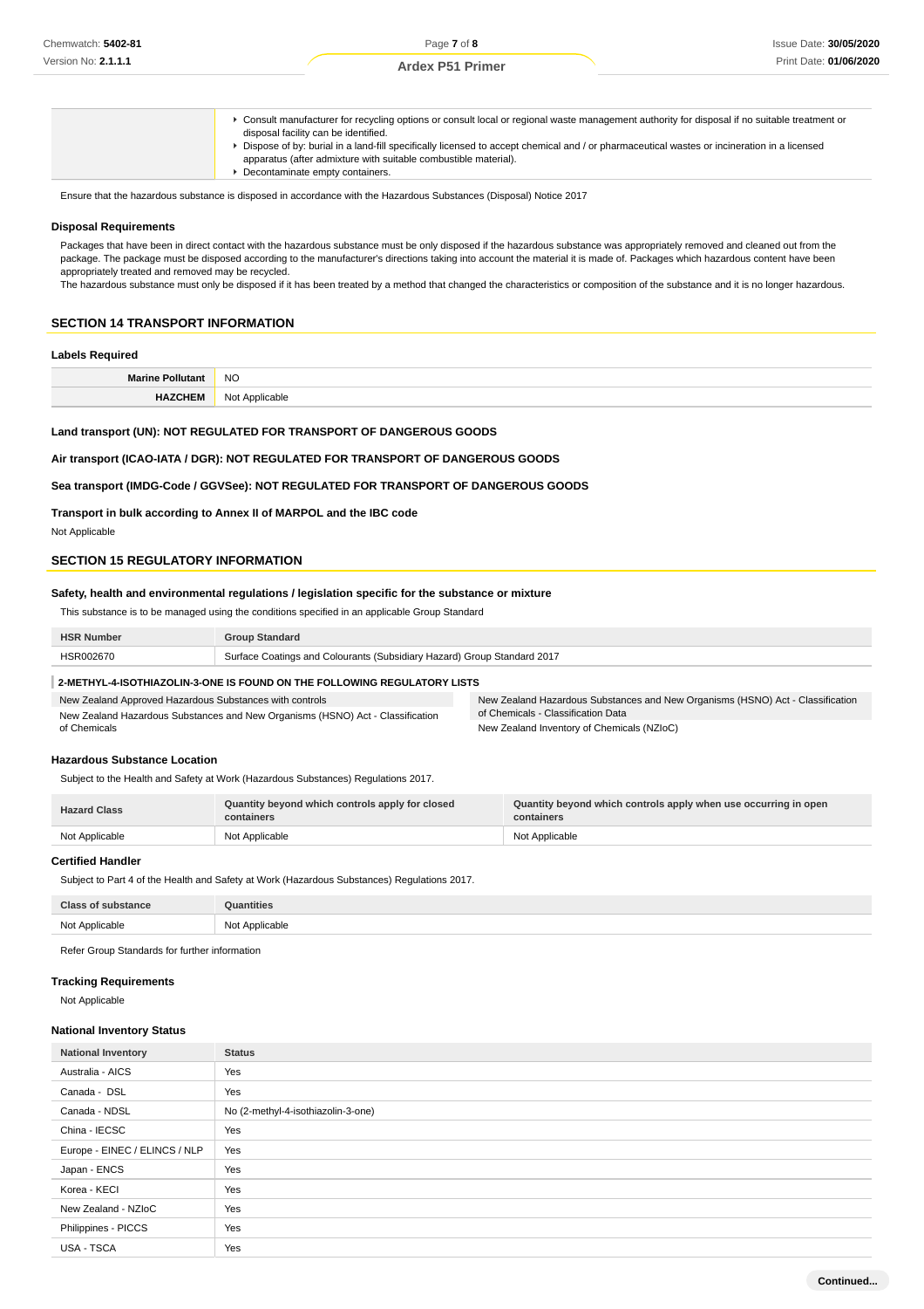| | |
|---|---|
| | - Consult manufacturer for recycling options or consult local or regional waste management authority for disposal if no suitable treatment or disposal facility can be identified.<br>- Dispose of by: burial in a land-fill specifically licensed to accept chemical and / or pharmaceutical wastes or incineration in a licensed apparatus (after admixture with suitable combustible material).<br>- Decontaminate empty containers. |

Ensure that the hazardous substance is disposed in accordance with the Hazardous Substances (Disposal) Notice 2017

### Disposal Requirements

Packages that have been in direct contact with the hazardous substance must be only disposed if the hazardous substance was appropriately removed and cleaned out from the package. The package must be disposed according to the manufacturer's directions taking into account the material it is made of. Packages which hazardous content have been appropriately treated and removed may be recycled.
The hazardous substance must only be disposed if it has been treated by a method that changed the characteristics or composition of the substance and it is no longer hazardous.

## SECTION 14 TRANSPORT INFORMATION

### Labels Required

| | |
|---|---|
| **Marine Pollutant** | NO |
| **HAZCHEM** | Not Applicable |

**Land transport (UN): NOT REGULATED FOR TRANSPORT OF DANGEROUS GOODS**

**Air transport (ICAO-IATA / DGR): NOT REGULATED FOR TRANSPORT OF DANGEROUS GOODS**

**Sea transport (IMDG-Code / GGVSee): NOT REGULATED FOR TRANSPORT OF DANGEROUS GOODS**

**Transport in bulk according to Annex II of MARPOL and the IBC code**

Not Applicable

## SECTION 15 REGULATORY INFORMATION

### Safety, health and environmental regulations / legislation specific for the substance or mixture

This substance is to be managed using the conditions specified in an applicable Group Standard

| HSR Number | Group Standard |
|---|---|
| HSR002670 | Surface Coatings and Colourants (Subsidiary Hazard) Group Standard 2017 |

**2-METHYL-4-ISOTHIAZOLIN-3-ONE IS FOUND ON THE FOLLOWING REGULATORY LISTS**

| | |
|---|---|
| New Zealand Approved Hazardous Substances with controls | New Zealand Hazardous Substances and New Organisms (HSNO) Act - Classification of Chemicals - Classification Data |
| New Zealand Hazardous Substances and New Organisms (HSNO) Act - Classification of Chemicals | New Zealand Inventory of Chemicals (NZIoC) |

### Hazardous Substance Location

Subject to the Health and Safety at Work (Hazardous Substances) Regulations 2017.

| Hazard Class | Quantity beyond which controls apply for closed containers | Quantity beyond which controls apply when use occurring in open containers |
|---|---|---|
| Not Applicable | Not Applicable | Not Applicable |

### Certified Handler

Subject to Part 4 of the Health and Safety at Work (Hazardous Substances) Regulations 2017.

| Class of substance | Quantities |
|---|---|
| Not Applicable | Not Applicable |

Refer Group Standards for further information

### Tracking Requirements

Not Applicable

### National Inventory Status

| National Inventory | Status |
|---|---|
| Australia - AICS | Yes |
| Canada - DSL | Yes |
| Canada - NDSL | No (2-methyl-4-isothiazolin-3-one) |
| China - IECSC | Yes |
| Europe - EINEC / ELINCS / NLP | Yes |
| Japan - ENCS | Yes |
| Korea - KECI | Yes |
| New Zealand - NZIoC | Yes |
| Philippines - PICCS | Yes |
| USA - TSCA | Yes |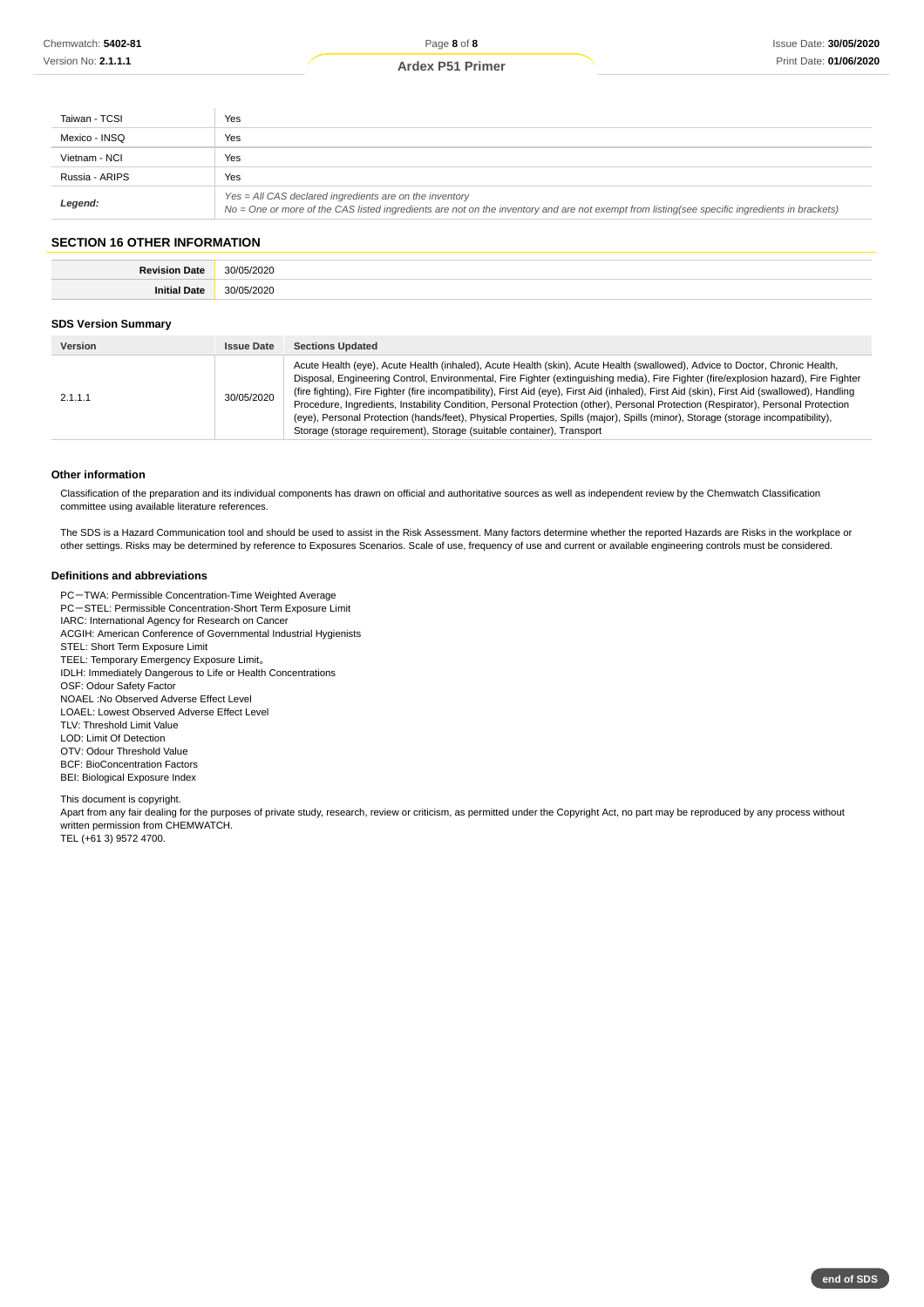| | |
|---|---|
| Taiwan - TCSI | Yes |
| Mexico - INSQ | Yes |
| Vietnam - NCI | Yes |
| Russia - ARIPS | Yes |
| ***Legend:*** | *Yes = All CAS declared ingredients are on the inventory*<br>*No = One or more of the CAS listed ingredients are not on the inventory and are not exempt from listing(see specific ingredients in brackets)* |

## SECTION 16 OTHER INFORMATION

| | |
|---|---|
| **Revision Date** | 30/05/2020 |
| **Initial Date** | 30/05/2020 |

### SDS Version Summary

| Version | Issue Date | Sections Updated |
|---|---|---|
| 2.1.1.1 | 30/05/2020 | Acute Health (eye), Acute Health (inhaled), Acute Health (skin), Acute Health (swallowed), Advice to Doctor, Chronic Health, Disposal, Engineering Control, Environmental, Fire Fighter (extinguishing media), Fire Fighter (fire/explosion hazard), Fire Fighter (fire fighting), Fire Fighter (fire incompatibility), First Aid (eye), First Aid (inhaled), First Aid (skin), First Aid (swallowed), Handling Procedure, Ingredients, Instability Condition, Personal Protection (other), Personal Protection (Respirator), Personal Protection (eye), Personal Protection (hands/feet), Physical Properties, Spills (major), Spills (minor), Storage (storage incompatibility), Storage (storage requirement), Storage (suitable container), Transport |

### Other information

Classification of the preparation and its individual components has drawn on official and authoritative sources as well as independent review by the Chemwatch Classification committee using available literature references.

The SDS is a Hazard Communication tool and should be used to assist in the Risk Assessment. Many factors determine whether the reported Hazards are Risks in the workplace or other settings. Risks may be determined by reference to Exposures Scenarios. Scale of use, frequency of use and current or available engineering controls must be considered.

### Definitions and abbreviations

PC－TWA: Permissible Concentration-Time Weighted Average
PC－STEL: Permissible Concentration-Short Term Exposure Limit
IARC: International Agency for Research on Cancer
ACGIH: American Conference of Governmental Industrial Hygienists
STEL: Short Term Exposure Limit
TEEL: Temporary Emergency Exposure Limit。
IDLH: Immediately Dangerous to Life or Health Concentrations
OSF: Odour Safety Factor
NOAEL :No Observed Adverse Effect Level
LOAEL: Lowest Observed Adverse Effect Level
TLV: Threshold Limit Value
LOD: Limit Of Detection
OTV: Odour Threshold Value
BCF: BioConcentration Factors
BEI: Biological Exposure Index

This document is copyright.
Apart from any fair dealing for the purposes of private study, research, review or criticism, as permitted under the Copyright Act, no part may be reproduced by any process without written permission from CHEMWATCH.
TEL (+61 3) 9572 4700.

end of SDS